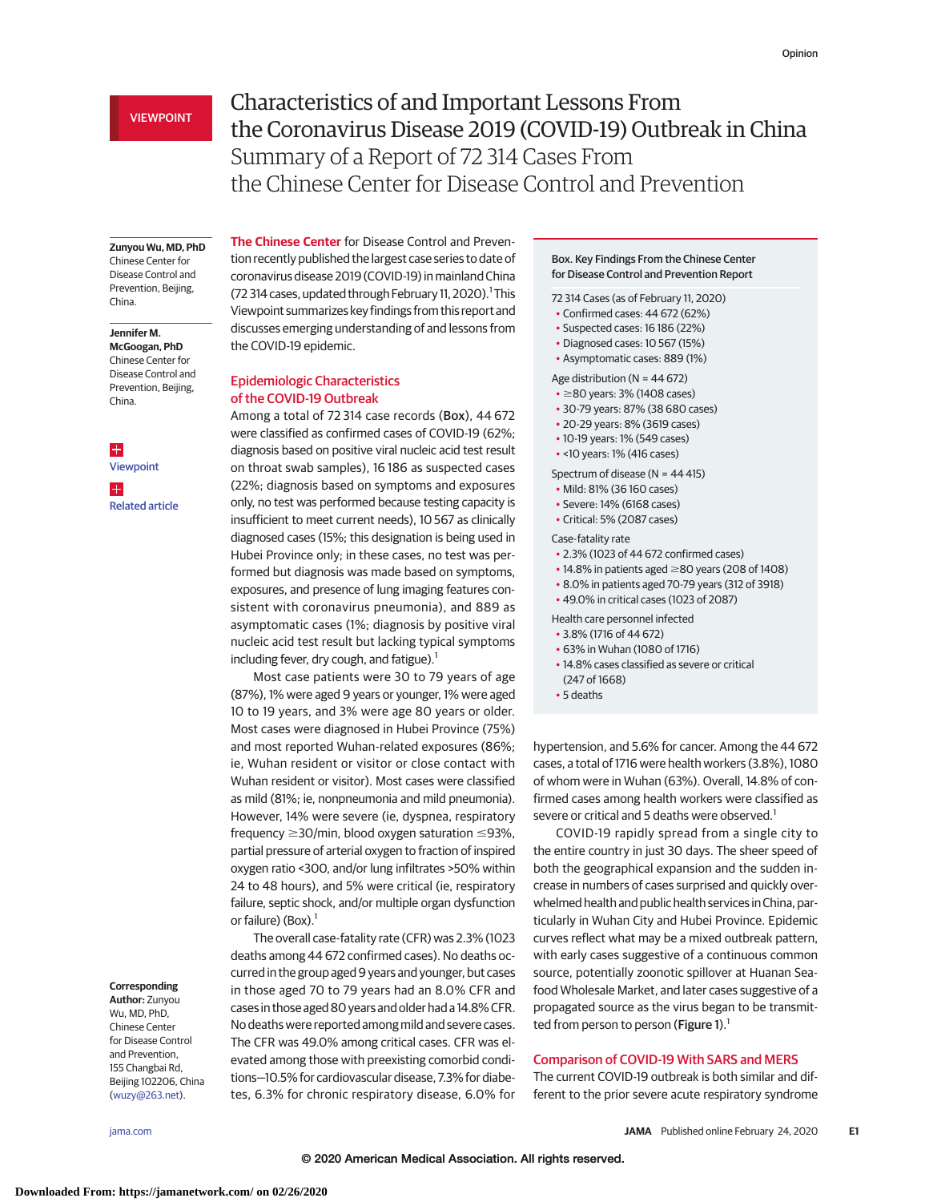VIEWPOINT

# Characteristics of and Important Lessons From the Coronavirus Disease 2019 (COVID-19) Outbreak in China

## Summary of a Report of 72 314 Cases From the Chinese Center for Disease Control and Prevention

**Zunyou Wu, MD, PhD**
Chinese Center for Disease Control and Prevention, Beijing, China.

**Jennifer M. McGoogan, PhD**
Chinese Center for Disease Control and Prevention, Beijing, China.

Viewpoint

Related article

**Corresponding Author:** Zunyou Wu, MD, PhD, Chinese Center for Disease Control and Prevention, 155 Changbai Rd, Beijing 102206, China (wuzy@263.net).

The Chinese Center for Disease Control and Prevention recently published the largest case series to date of coronavirus disease 2019 (COVID-19) in mainland China (72 314 cases, updated through February 11, 2020).[1] This Viewpoint summarizes key findings from this report and discusses emerging understanding of and lessons from the COVID-19 epidemic.

### Epidemiologic Characteristics of the COVID-19 Outbreak

Among a total of 72 314 case records (Box), 44 672 were classified as confirmed cases of COVID-19 (62%; diagnosis based on positive viral nucleic acid test result on throat swab samples), 16 186 as suspected cases (22%; diagnosis based on symptoms and exposures only, no test was performed because testing capacity is insufficient to meet current needs), 10 567 as clinically diagnosed cases (15%; this designation is being used in Hubei Province only; in these cases, no test was performed, but diagnosis was made based on symptoms, exposures, and presence of lung imaging features consistent with coronavirus pneumonia), and 889 as asymptomatic cases (1%; diagnosis by positive viral nucleic acid test result but lacking typical symptoms including fever, dry cough, and fatigue).[1]

Most case patients were 30 to 79 years of age (87%), 1% were aged 9 years or younger, 1% were aged 10 to 19 years, and 3% were age 80 years or older. Most cases were diagnosed in Hubei Province (75%) and most reported Wuhan-related exposures (86%; ie, Wuhan resident or visitor or close contact with Wuhan resident or visitor). Most cases were classified as mild (81%; ie, nonpneumonia and mild pneumonia). However, 14% were severe (ie, dyspnea, respiratory frequency ≥30/min, blood oxygen saturation ≤93%, partial pressure of arterial oxygen to fraction of inspired oxygen ratio <300, and/or lung infiltrates >50% within 24 to 48 hours), and 5% were critical (ie, respiratory failure, septic shock, and/or multiple organ dysfunction or failure) (Box).[1]

The overall case-fatality rate (CFR) was 2.3% (1023 deaths among 44 672 confirmed cases). No deaths occurred in the group aged 9 years and younger, but cases in those aged 70 to 79 years had an 8.0% CFR and cases in those aged 80 years and older had a 14.8% CFR. No deaths were reported among mild and severe cases. The CFR was 49.0% among critical cases. CFR was elevated among those with preexisting comorbid conditions—10.5% for cardiovascular disease, 7.3% for diabetes, 6.3% for chronic respiratory disease, 6.0% for hypertension, and 5.6% for cancer. Among the 44 672 cases, a total of 1716 were health workers (3.8%), 1080 of whom were in Wuhan (63%). Overall, 14.8% of confirmed cases among health workers were classified as severe or critical and 5 deaths were observed.[1]

**Box. Key Findings From the Chinese Center for Disease Control and Prevention Report**

72 314 Cases (as of February 11, 2020)
- Confirmed cases: 44 672 (62%)
- Suspected cases: 16 186 (22%)
- Diagnosed cases: 10 567 (15%)
- Asymptomatic cases: 889 (1%)

Age distribution (N = 44 672)
- ≥80 years: 3% (1408 cases)
- 30-79 years: 87% (38 680 cases)
- 20-29 years: 8% (3619 cases)
- 10-19 years: 1% (549 cases)
- <10 years: 1% (416 cases)

Spectrum of disease (N = 44 415)
- Mild: 81% (36 160 cases)
- Severe: 14% (6168 cases)
- Critical: 5% (2087 cases)

Case-fatality rate
- 2.3% (1023 of 44 672 confirmed cases)
- 14.8% in patients aged ≥80 years (208 of 1408)
- 8.0% in patients aged 70-79 years (312 of 3918)
- 49.0% in critical cases (1023 of 2087)

Health care personnel infected
- 3.8% (1716 of 44 672)
- 63% in Wuhan (1080 of 1716)
- 14.8% cases classified as severe or critical (247 of 1668)
- 5 deaths

COVID-19 rapidly spread from a single city to the entire country in just 30 days. The sheer speed of both the geographical expansion and the sudden increase in numbers of cases surprised and quickly overwhelmed health and public health services in China, particularly in Wuhan City and Hubei Province. Epidemic curves reflect what may be a mixed outbreak pattern, with early cases suggestive of a continuous common source, potentially zoonotic spillover at Huanan Seafood Wholesale Market, and later cases suggestive of a propagated source as the virus began to be transmitted from person to person (Figure 1).[1]

### Comparison of COVID-19 With SARS and MERS

The current COVID-19 outbreak is both similar and different to the prior severe acute respiratory syndrome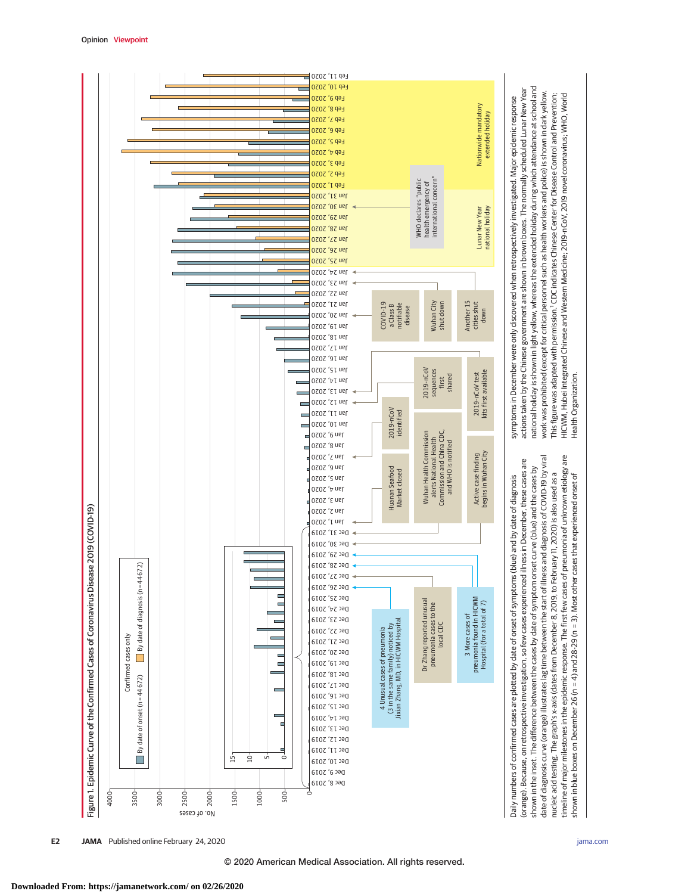**Figure 1. Epidemic Curve of the Confirmed Cases of Coronavirus Disease 2019 (COVID-19)**

Daily numbers of confirmed cases are plotted by date of onset of symptoms (blue) and by date of diagnosis (orange). Because, on retrospective investigation, so few cases experienced illness in December, these cases are shown in the inset. The difference between the cases by date of symptom onset curve (blue) and the cases by date of diagnosis curve (orange) illustrates lag time between the start of illness and diagnosis of COVID-19 by viral nucleic acid testing. The graph's x-axis (dates from December 8, 2019, to February 11, 2020) is also used as a timeline of major milestones in the epidemic response. The first few cases of pneumonia of unknown etiology are shown in blue boxes on December 26 (n = 4) and 28-29 (n = 3). Most other cases that experienced onset of symptoms in December were only discovered when retrospectively investigated. Major epidemic response actions taken by the Chinese government are shown in brown boxes. The normally scheduled Lunar New Year national holiday is shown in light yellow, whereas the extended holiday during which attendance at school and work was prohibited (except for critical personnel such as health workers and police) is shown in dark yellow. This figure was adapted with permission.[1] CDC indicates Chinese Center for Disease Control and Prevention; HICWM, Hubei Integrated Chinese and Western Medicine; 2019-nCoV, 2019 novel coronavirus; WHO, World Health Organization.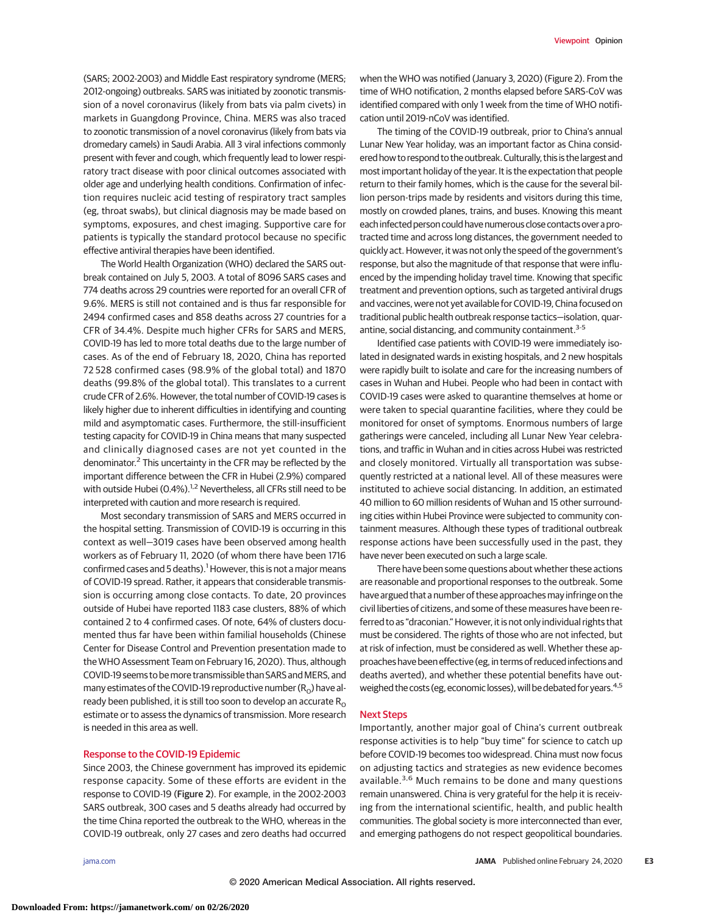(SARS; 2002-2003) and Middle East respiratory syndrome (MERS; 2012-ongoing) outbreaks. SARS was initiated by zoonotic transmission of a novel coronavirus (likely from bats via palm civets) in markets in Guangdong Province, China. MERS was also traced to zoonotic transmission of a novel coronavirus (likely from bats via dromedary camels) in Saudi Arabia. All 3 viral infections commonly present with fever and cough, which frequently lead to lower respiratory tract disease with poor clinical outcomes associated with older age and underlying health conditions. Confirmation of infection requires nucleic acid testing of respiratory tract samples (eg, throat swabs), but clinical diagnosis may be made based on symptoms, exposures, and chest imaging. Supportive care for patients is typically the standard protocol because no specific effective antiviral therapies have been identified.

The World Health Organization (WHO) declared the SARS outbreak contained on July 5, 2003. A total of 8096 SARS cases and 774 deaths across 29 countries were reported for an overall CFR of 9.6%. MERS is still not contained and is thus far responsible for 2494 confirmed cases and 858 deaths across 27 countries for a CFR of 34.4%. Despite much higher CFRs for SARS and MERS, COVID-19 has led to more total deaths due to the large number of cases. As of the end of February 18, 2020, China has reported 72 528 confirmed cases (98.9% of the global total) and 1870 deaths (99.8% of the global total). This translates to a current crude CFR of 2.6%. However, the total number of COVID-19 cases is likely higher due to inherent difficulties in identifying and counting mild and asymptomatic cases. Furthermore, the still-insufficient testing capacity for COVID-19 in China means that many suspected and clinically diagnosed cases are not yet counted in the denominator.[2] This uncertainty in the CFR may be reflected by the important difference between the CFR in Hubei (2.9%) compared with outside Hubei (0.4%).[1,2] Nevertheless, all CFRs still need to be interpreted with caution and more research is required.

Most secondary transmission of SARS and MERS occurred in the hospital setting. Transmission of COVID-19 is occurring in this context as well—3019 cases have been observed among health workers as of February 11, 2020 (of whom there have been 1716 confirmed cases and 5 deaths).[1] However, this is not a major means of COVID-19 spread. Rather, it appears that considerable transmission is occurring among close contacts. To date, 20 provinces outside of Hubei have reported 1183 case clusters, 88% of which contained 2 to 4 confirmed cases. Of note, 64% of clusters documented thus far have been within familial households (Chinese Center for Disease Control and Prevention presentation made to the WHO Assessment Team on February 16, 2020). Thus, although COVID-19 seems to be more transmissible than SARS and MERS, and many estimates of the COVID-19 reproductive number ($R_0$) have already been published, it is still too soon to develop an accurate $R_0$ estimate or to assess the dynamics of transmission. More research is needed in this area as well.

## Response to the COVID-19 Epidemic

Since 2003, the Chinese government has improved its epidemic response capacity. Some of these efforts are evident in the response to COVID-19 (**Figure 2**). For example, in the 2002-2003 SARS outbreak, 300 cases and 5 deaths already had occurred by the time China reported the outbreak to the WHO, whereas in the COVID-19 outbreak, only 27 cases and zero deaths had occurred when the WHO was notified (January 3, 2020) (Figure 2). From the time of WHO notification, 2 months elapsed before SARS-CoV was identified compared with only 1 week from the time of WHO notification until 2019-nCoV was identified.

The timing of the COVID-19 outbreak, prior to China's annual Lunar New Year holiday, was an important factor as China considered how to respond to the outbreak. Culturally, this is the largest and most important holiday of the year. It is the expectation that people return to their family homes, which is the cause for the several billion person-trips made by residents and visitors during this time, mostly on crowded planes, trains, and buses. Knowing this meant each infected person could have numerous close contacts over a protracted time and across long distances, the government needed to quickly act. However, it was not only the speed of the government's response, but also the magnitude of that response that were influenced by the impending holiday travel time. Knowing that specific treatment and prevention options, such as targeted antiviral drugs and vaccines, were not yet available for COVID-19, China focused on traditional public health outbreak response tactics—isolation, quarantine, social distancing, and community containment.[3-5]

Identified case patients with COVID-19 were immediately isolated in designated wards in existing hospitals, and 2 new hospitals were rapidly built to isolate and care for the increasing numbers of cases in Wuhan and Hubei. People who had been in contact with COVID-19 cases were asked to quarantine themselves at home or were taken to special quarantine facilities, where they could be monitored for onset of symptoms. Enormous numbers of large gatherings were canceled, including all Lunar New Year celebrations, and traffic in Wuhan and in cities across Hubei was restricted and closely monitored. Virtually all transportation was subsequently restricted at a national level. All of these measures were instituted to achieve social distancing. In addition, an estimated 40 million to 60 million residents of Wuhan and 15 other surrounding cities within Hubei Province were subjected to community containment measures. Although these types of traditional outbreak response actions have been successfully used in the past, they have never been executed on such a large scale.

There have been some questions about whether these actions are reasonable and proportional responses to the outbreak. Some have argued that a number of these approaches may infringe on the civil liberties of citizens, and some of these measures have been referred to as "draconian." However, it is not only individual rights that must be considered. The rights of those who are not infected, but at risk of infection, must be considered as well. Whether these approaches have been effective (eg, in terms of reduced infections and deaths averted), and whether these potential benefits have outweighed the costs (eg, economic losses), will be debated for years.[4,5]

## Next Steps

Importantly, another major goal of China's current outbreak response activities is to help "buy time" for science to catch up before COVID-19 becomes too widespread. China must now focus on adjusting tactics and strategies as new evidence becomes available.[3,6] Much remains to be done and many questions remain unanswered. China is very grateful for the help it is receiving from the international scientific, health, and public health communities. The global society is more interconnected than ever, and emerging pathogens do not respect geopolitical boundaries.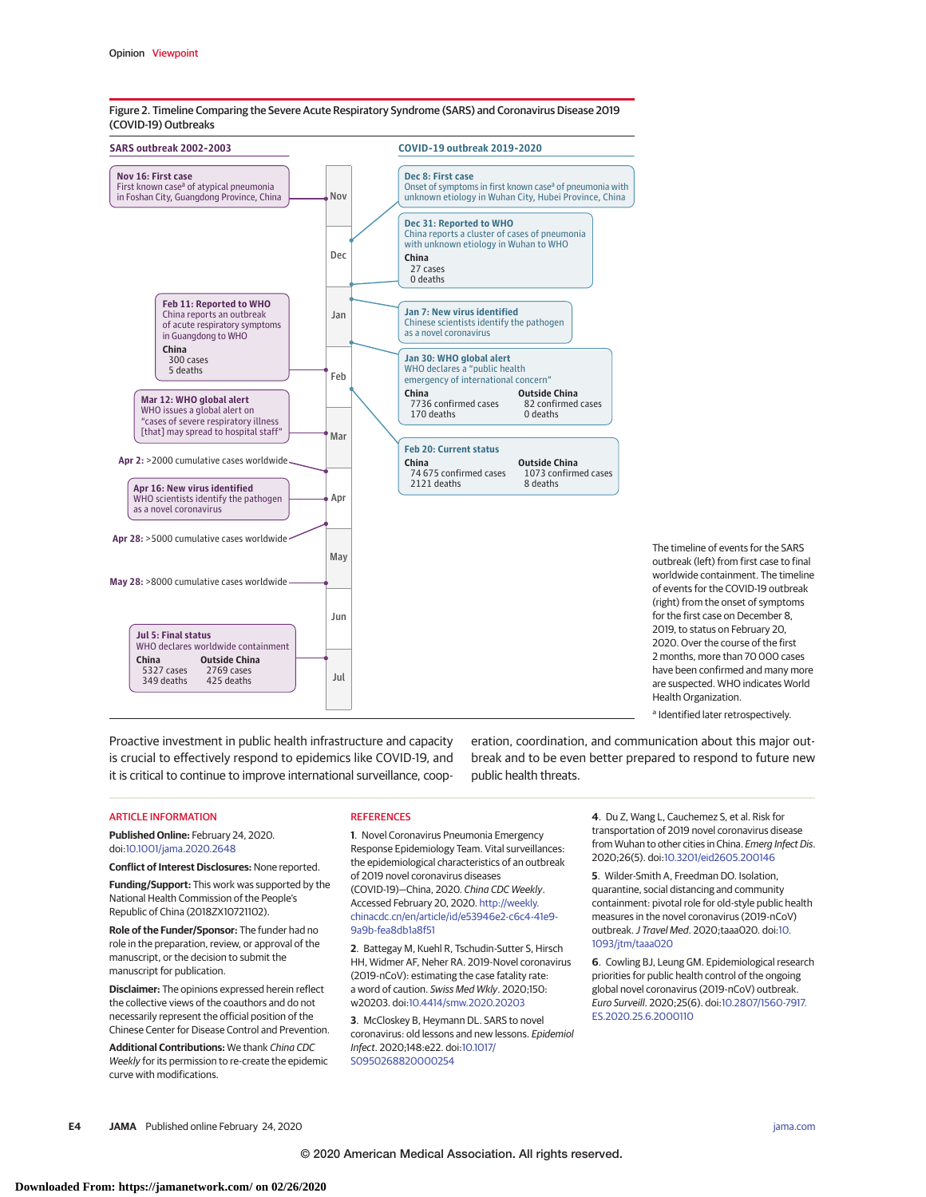Figure 2. Timeline Comparing the Severe Acute Respiratory Syndrome (SARS) and Coronavirus Disease 2019 (COVID-19) Outbreaks

SARS outbreak 2002-2003

Nov 16: First case
First known case[a] of atypical pneumonia in Foshan City, Guangdong Province, China

Feb 11: Reported to WHO
China reports an outbreak of acute respiratory symptoms in Guangdong to WHO
China
300 cases
5 deaths

Mar 12: WHO global alert
WHO issues a global alert on "cases of severe respiratory illness [that] may spread to hospital staff"

Apr 2: >2000 cumulative cases worldwide

Apr 16: New virus identified
WHO scientists identify the pathogen as a novel coronavirus

Apr 28: >5000 cumulative cases worldwide

May 28: >8000 cumulative cases worldwide

Jul 5: Final status
WHO declares worldwide containment
China
5327 cases
349 deaths
Outside China
2769 cases
425 deaths

Nov
Dec
Jan
Feb
Mar
Apr
May
Jun
Jul

COVID-19 outbreak 2019-2020

Dec 8: First case
Onset of symptoms in first known case[a] of pneumonia with unknown etiology in Wuhan City, Hubei Province, China

Dec 31: Reported to WHO
China reports a cluster of cases of pneumonia with unknown etiology in Wuhan to WHO
China
27 cases
0 deaths

Jan 7: New virus identified
Chinese scientists identify the pathogen as a novel coronavirus

Jan 30: WHO global alert
WHO declares a "public health emergency of international concern"
China
7736 confirmed cases
170 deaths
Outside China
82 confirmed cases
0 deaths

Feb 20: Current status
China
74 675 confirmed cases
2121 deaths
Outside China
1073 confirmed cases
8 deaths

The timeline of events for the SARS outbreak (left) from first case to final worldwide containment. The timeline of events for the COVID-19 outbreak (right) from the onset of symptoms for the first case on December 8, 2019, to status on February 20, 2020. Over the course of the first 2 months, more than 70 000 cases have been confirmed and many more are suspected. WHO indicates World Health Organization.

[a] Identified later retrospectively.

Proactive investment in public health infrastructure and capacity is crucial to effectively respond to epidemics like COVID-19, and it is critical to continue to improve international surveillance, cooperation, coordination, and communication about this major outbreak and to be even better prepared to respond to future new public health threats.

## ARTICLE INFORMATION

**Published Online:** February 24, 2020. doi:10.1001/jama.2020.2648

**Conflict of Interest Disclosures:** None reported.

**Funding/Support:** This work was supported by the National Health Commission of the People's Republic of China (2018ZX10721102).

**Role of the Funder/Sponsor:** The funder had no role in the preparation, review, or approval of the manuscript, or the decision to submit the manuscript for publication.

**Disclaimer:** The opinions expressed herein reflect the collective views of the coauthors and do not necessarily represent the official position of the Chinese Center for Disease Control and Prevention.

**Additional Contributions:** We thank *China CDC Weekly* for its permission to re-create the epidemic curve with modifications.

## REFERENCES

1. Novel Coronavirus Pneumonia Emergency Response Epidemiology Team. Vital surveillances: the epidemiological characteristics of an outbreak of 2019 novel coronavirus diseases (COVID-19)—China, 2020. *China CDC Weekly*. Accessed February 20, 2020. http://weekly.chinacdc.cn/en/article/id/e53946e2-c6c4-41e9-9a9b-fea8db1a8f51

2. Battegay M, Kuehl R, Tschudin-Sutter S, Hirsch HH, Widmer AF, Neher RA. 2019-Novel coronavirus (2019-nCoV): estimating the case fatality rate: a word of caution. *Swiss Med Wkly*. 2020;150:w20203. doi:10.4414/smw.2020.20203

3. McCloskey B, Heymann DL. SARS to novel coronavirus: old lessons and new lessons. *Epidemiol Infect*. 2020;148:e22. doi:10.1017/S0950268820000254

4. Du Z, Wang L, Cauchemez S, et al. Risk for transportation of 2019 novel coronavirus disease from Wuhan to other cities in China. *Emerg Infect Dis*. 2020;26(5). doi:10.3201/eid2605.200146

5. Wilder-Smith A, Freedman DO. Isolation, quarantine, social distancing and community containment: pivotal role for old-style public health measures in the novel coronavirus (2019-nCoV) outbreak. *J Travel Med*. 2020;taaa020. doi:10.1093/jtm/taaa020

6. Cowling BJ, Leung GM. Epidemiological research priorities for public health control of the ongoing global novel coronavirus (2019-nCoV) outbreak. *Euro Surveill*. 2020;25(6). doi:10.2807/1560-7917.ES.2020.25.6.2000110